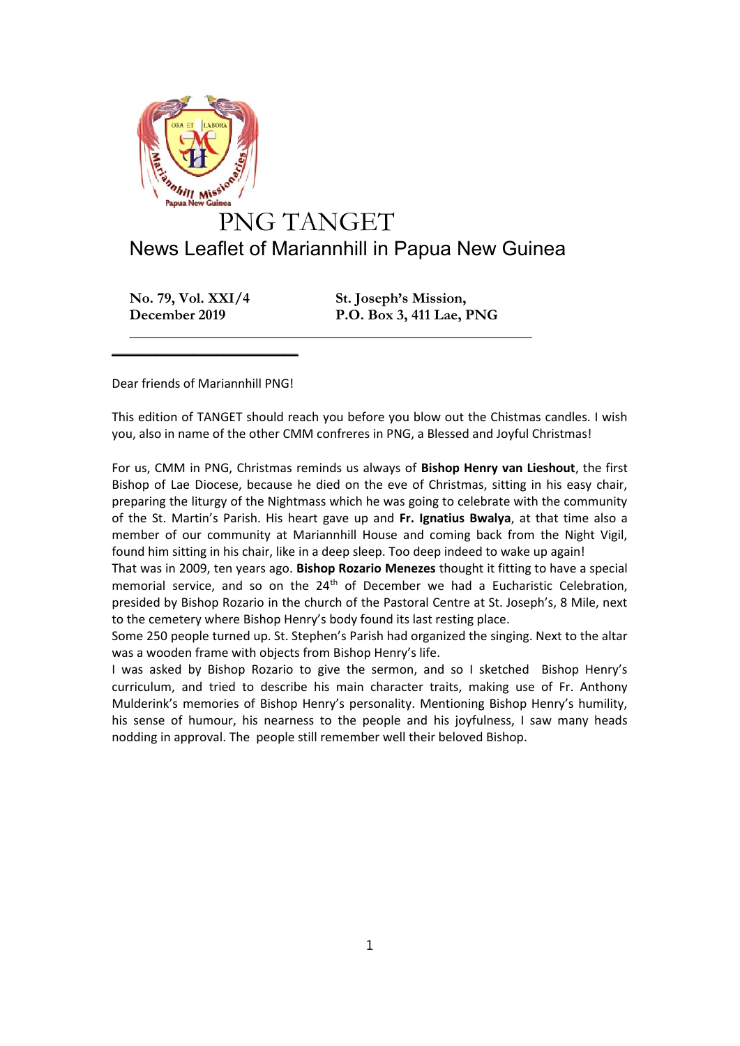# PNG TANGET

## News Leaflet of Mariannhill in Papua New Guinea

**No. 79, Vol. XXI/4**
**December 2019**

**St. Joseph's Mission,**
**P.O. Box 3, 411 Lae, PNG**

---

Dear friends of Mariannhill PNG!

This edition of TANGET should reach you before you blow out the Christmas candles. I wish you, also in name of the other CMM confreres in PNG, a Blessed and Joyful Christmas!

For us, CMM in PNG, Christmas reminds us always of **Bishop Henry van Lieshout**, the first Bishop of Lae Diocese, because he died on the eve of Christmas, sitting in his easy chair, preparing the liturgy of the Nightmass which he was going to celebrate with the community of the St. Martin's Parish. His heart gave up and **Fr. Ignatius Bwalya**, at that time also a member of our community at Mariannhill House and coming back from the Night Vigil, found him sitting in his chair, like in a deep sleep. Too deep indeed to wake up again!

That was in 2009, ten years ago. **Bishop Rozario Menezes** thought it fitting to have a special memorial service, and so on the 24th of December we had a Eucharistic Celebration, presided by Bishop Rozario in the church of the Pastoral Centre at St. Joseph's, 8 Mile, next to the cemetery where Bishop Henry's body found its last resting place.

Some 250 people turned up. St. Stephen's Parish had organized the singing. Next to the altar was a wooden frame with objects from Bishop Henry's life.

I was asked by Bishop Rozario to give the sermon, and so I sketched Bishop Henry's curriculum, and tried to describe his main character traits, making use of Fr. Anthony Mulderink's memories of Bishop Henry's personality. Mentioning Bishop Henry's humility, his sense of humour, his nearness to the people and his joyfulness, I saw many heads nodding in approval. The people still remember well their beloved Bishop.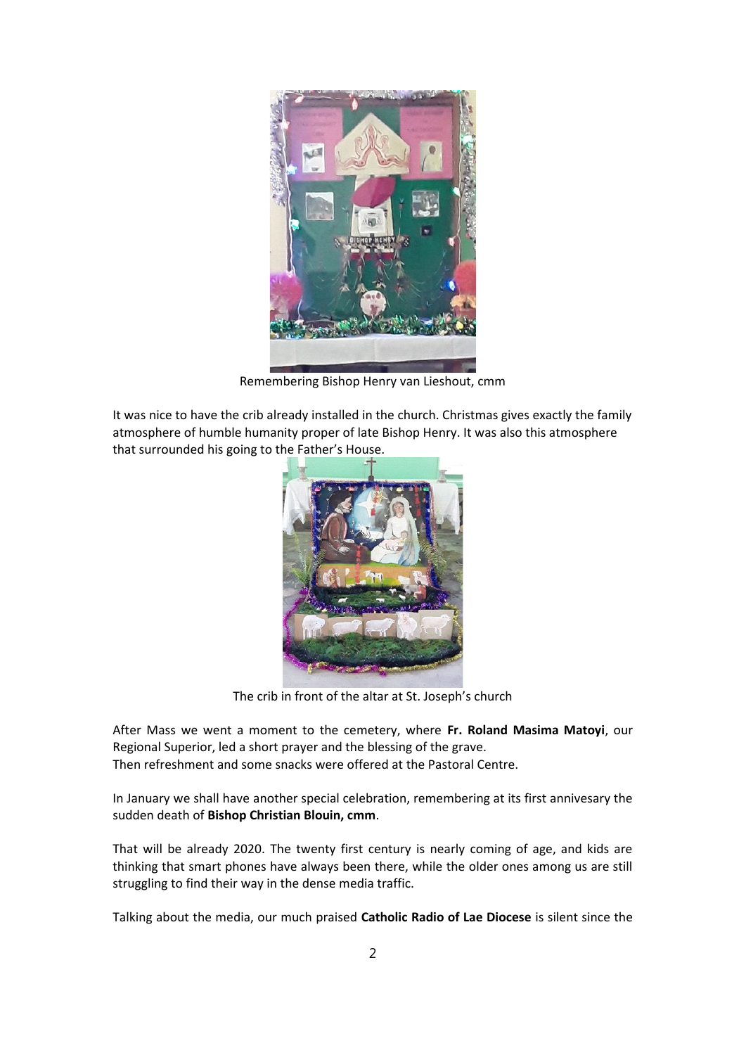Remembering Bishop Henry van Lieshout, cmm

It was nice to have the crib already installed in the church. Christmas gives exactly the family atmosphere of humble humanity proper of late Bishop Henry. It was also this atmosphere that surrounded his going to the Father's House.

The crib in front of the altar at St. Joseph's church

After Mass we went a moment to the cemetery, where **Fr. Roland Masima Matoyi**, our Regional Superior, led a short prayer and the blessing of the grave.
Then refreshment and some snacks were offered at the Pastoral Centre.

In January we shall have another special celebration, remembering at its first annivesary the sudden death of **Bishop Christian Blouin, cmm**.

That will be already 2020. The twenty first century is nearly coming of age, and kids are thinking that smart phones have always been there, while the older ones among us are still struggling to find their way in the dense media traffic.

Talking about the media, our much praised **Catholic Radio of Lae Diocese** is silent since the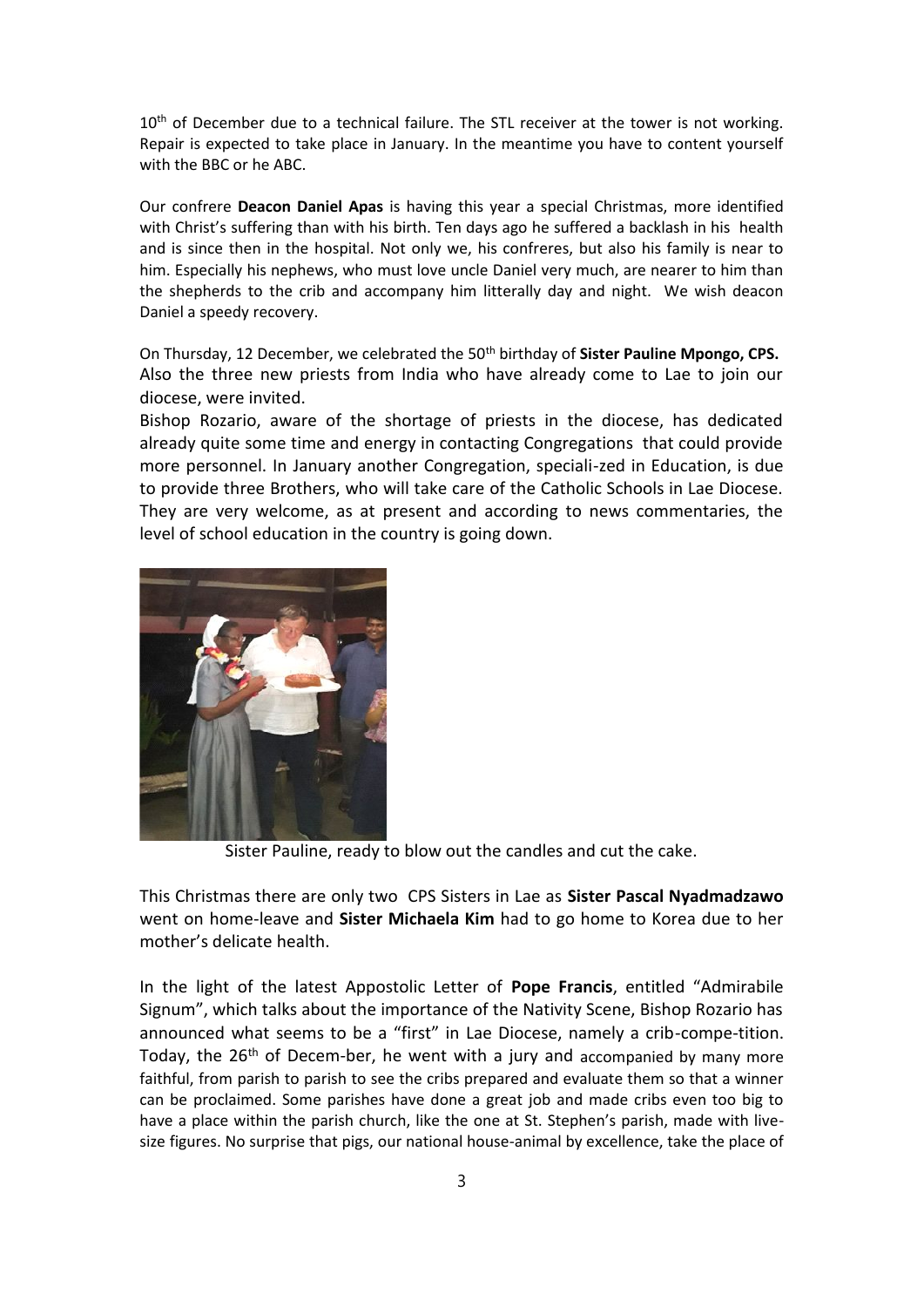10th of December due to a technical failure. The STL receiver at the tower is not working. Repair is expected to take place in January. In the meantime you have to content yourself with the BBC or he ABC.

Our confrere **Deacon Daniel Apas** is having this year a special Christmas, more identified with Christ's suffering than with his birth. Ten days ago he suffered a backlash in his health and is since then in the hospital. Not only we, his confreres, but also his family is near to him. Especially his nephews, who must love uncle Daniel very much, are nearer to him than the shepherds to the crib and accompany him litterally day and night. We wish deacon Daniel a speedy recovery.

On Thursday, 12 December, we celebrated the 50th birthday of **Sister Pauline Mpongo, CPS.** Also the three new priests from India who have already come to Lae to join our diocese, were invited.

Bishop Rozario, aware of the shortage of priests in the diocese, has dedicated already quite some time and energy in contacting Congregations that could provide more personnel. In January another Congregation, speciali-zed in Education, is due to provide three Brothers, who will take care of the Catholic Schools in Lae Diocese. They are very welcome, as at present and according to news commentaries, the level of school education in the country is going down.

Sister Pauline, ready to blow out the candles and cut the cake.

This Christmas there are only two CPS Sisters in Lae as **Sister Pascal Nyadmadzawo** went on home-leave and **Sister Michaela Kim** had to go home to Korea due to her mother's delicate health.

In the light of the latest Appostolic Letter of **Pope Francis**, entitled "Admirabile Signum", which talks about the importance of the Nativity Scene, Bishop Rozario has announced what seems to be a "first" in Lae Diocese, namely a crib-compe-tition. Today, the 26th of Decem-ber, he went with a jury and accompanied by many more faithful, from parish to parish to see the cribs prepared and evaluate them so that a winner can be proclaimed. Some parishes have done a great job and made cribs even too big to have a place within the parish church, like the one at St. Stephen's parish, made with live-size figures. No surprise that pigs, our national house-animal by excellence, take the place of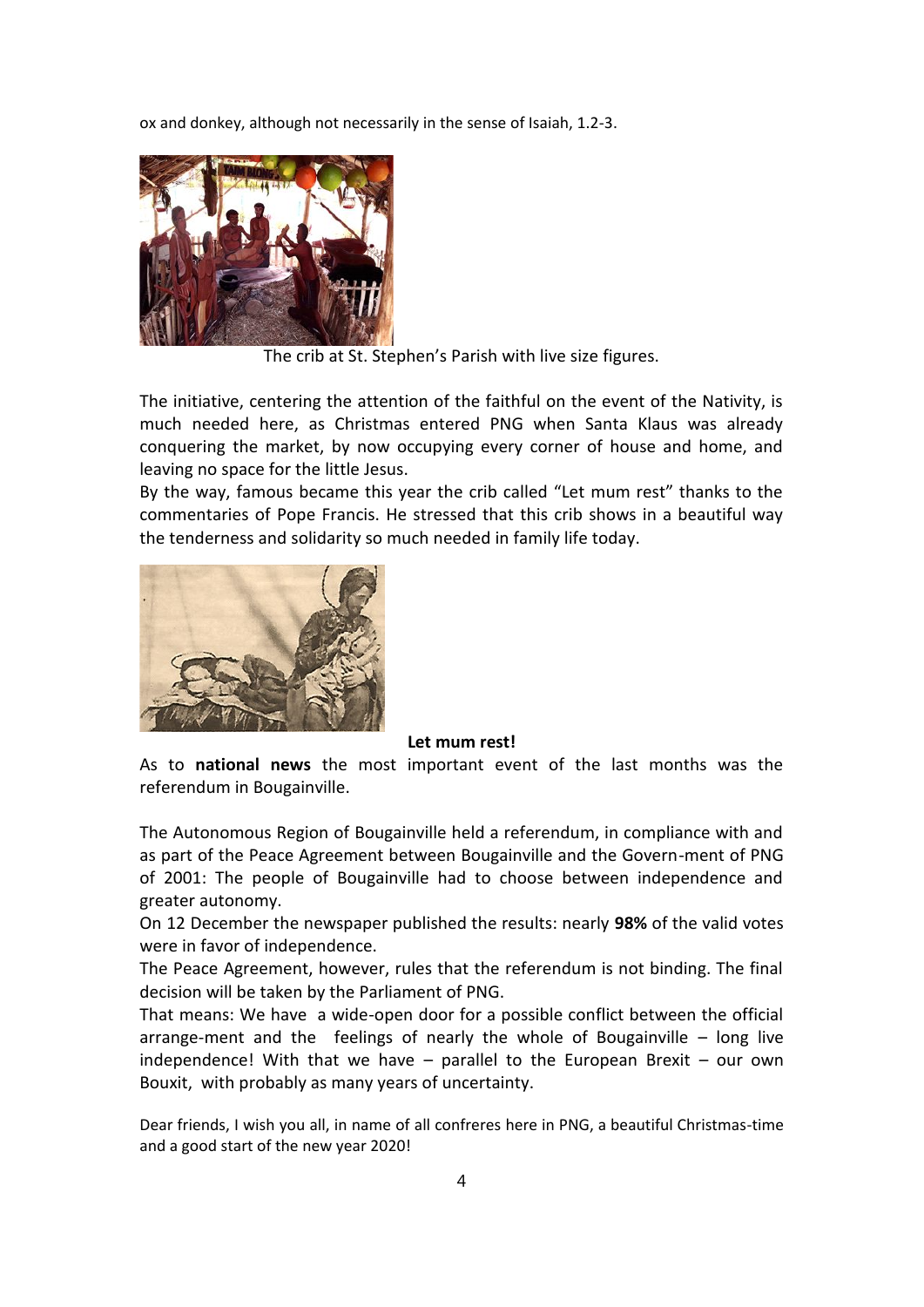ox and donkey, although not necessarily in the sense of Isaiah, 1.2-3.

The crib at St. Stephen's Parish with live size figures.

The initiative, centering the attention of the faithful on the event of the Nativity, is much needed here, as Christmas entered PNG when Santa Klaus was already conquering the market, by now occupying every corner of house and home, and leaving no space for the little Jesus.

By the way, famous became this year the crib called "Let mum rest" thanks to the commentaries of Pope Francis. He stressed that this crib shows in a beautiful way the tenderness and solidarity so much needed in family life today.

**Let mum rest!**

As to **national news** the most important event of the last months was the referendum in Bougainville.

The Autonomous Region of Bougainville held a referendum, in compliance with and as part of the Peace Agreement between Bougainville and the Govern-ment of PNG of 2001: The people of Bougainville had to choose between independence and greater autonomy.

On 12 December the newspaper published the results: nearly **98%** of the valid votes were in favor of independence.

The Peace Agreement, however, rules that the referendum is not binding. The final decision will be taken by the Parliament of PNG.

That means: We have a wide-open door for a possible conflict between the official arrange-ment and the feelings of nearly the whole of Bougainville – long live independence! With that we have – parallel to the European Brexit – our own Bouxit, with probably as many years of uncertainty.

Dear friends, I wish you all, in name of all confreres here in PNG, a beautiful Christmas-time and a good start of the new year 2020!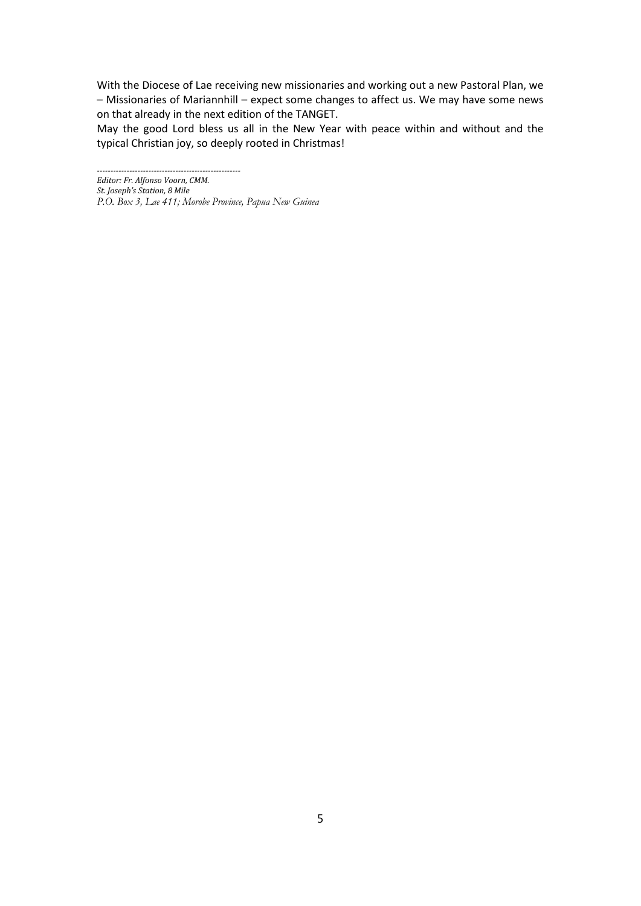With the Diocese of Lae receiving new missionaries and working out a new Pastoral Plan, we – Missionaries of Mariannhill – expect some changes to affect us. We may have some news on that already in the next edition of the TANGET.

May the good Lord bless us all in the New Year with peace within and without and the typical Christian joy, so deeply rooted in Christmas!

-----------------------------------------------------

*Editor: Fr. Alfonso Voorn, CMM.*
*St. Joseph's Station, 8 Mile*
*P.O. Box 3, Lae 411; Morobe Province, Papua New Guinea*